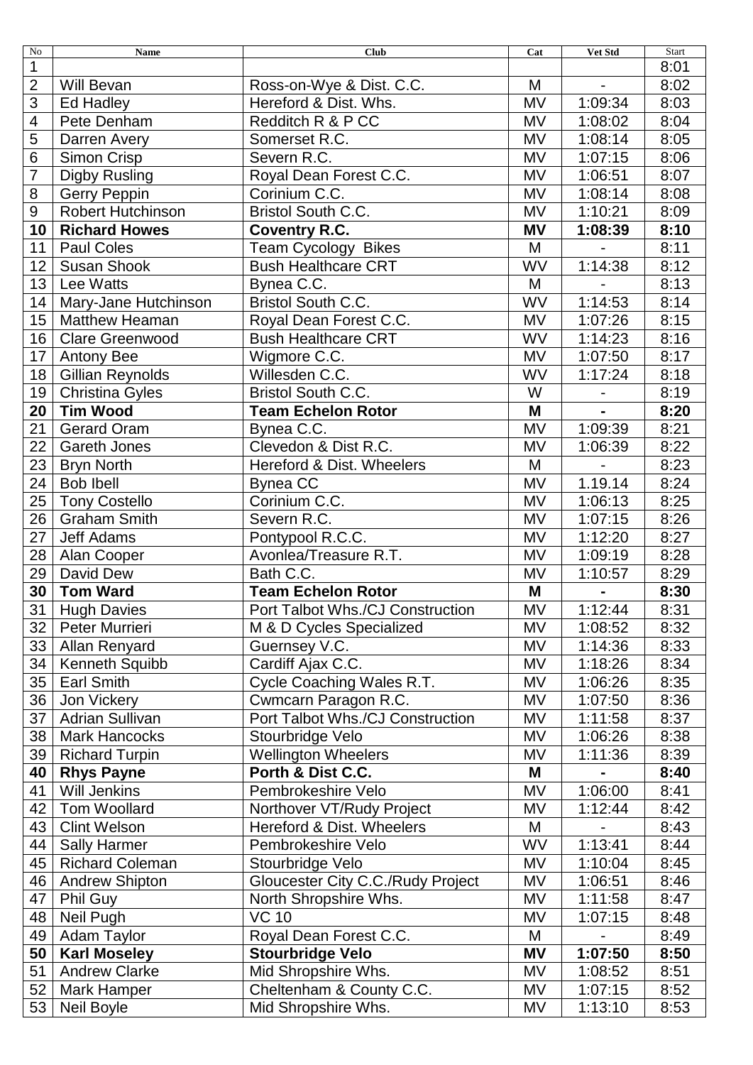| No | Name | Club | Cat | Vet Std | Start |
|---|---|---|---|---|---|
| 1 | | | | | 8:01 |
| 2 | Will Bevan | Ross-on-Wye & Dist. C.C. | M | - | 8:02 |
| 3 | Ed Hadley | Hereford & Dist. Whs. | MV | 1:09:34 | 8:03 |
| 4 | Pete Denham | Redditch R & P CC | MV | 1:08:02 | 8:04 |
| 5 | Darren Avery | Somerset R.C. | MV | 1:08:14 | 8:05 |
| 6 | Simon Crisp | Severn R.C. | MV | 1:07:15 | 8:06 |
| 7 | Digby Rusling | Royal Dean Forest C.C. | MV | 1:06:51 | 8:07 |
| 8 | Gerry Peppin | Corinium C.C. | MV | 1:08:14 | 8:08 |
| 9 | Robert Hutchinson | Bristol South C.C. | MV | 1:10:21 | 8:09 |
| **10** | **Richard Howes** | **Coventry R.C.** | **MV** | **1:08:39** | **8:10** |
| 11 | Paul Coles | Team Cycology Bikes | M | - | 8:11 |
| 12 | Susan Shook | Bush Healthcare CRT | WV | 1:14:38 | 8:12 |
| 13 | Lee Watts | Bynea C.C. | M | - | 8:13 |
| 14 | Mary-Jane Hutchinson | Bristol South C.C. | WV | 1:14:53 | 8:14 |
| 15 | Matthew Heaman | Royal Dean Forest C.C. | MV | 1:07:26 | 8:15 |
| 16 | Clare Greenwood | Bush Healthcare CRT | WV | 1:14:23 | 8:16 |
| 17 | Antony Bee | Wigmore C.C. | MV | 1:07:50 | 8:17 |
| 18 | Gillian Reynolds | Willesden C.C. | WV | 1:17:24 | 8:18 |
| 19 | Christina Gyles | Bristol South C.C. | W | - | 8:19 |
| **20** | **Tim Wood** | **Team Echelon Rotor** | **M** | **-** | **8:20** |
| 21 | Gerard Oram | Bynea C.C. | MV | 1:09:39 | 8:21 |
| 22 | Gareth Jones | Clevedon & Dist R.C. | MV | 1:06:39 | 8:22 |
| 23 | Bryn North | Hereford & Dist. Wheelers | M | - | 8:23 |
| 24 | Bob Ibell | Bynea CC | MV | 1.19.14 | 8:24 |
| 25 | Tony Costello | Corinium C.C. | MV | 1:06:13 | 8:25 |
| 26 | Graham Smith | Severn R.C. | MV | 1:07:15 | 8:26 |
| 27 | Jeff Adams | Pontypool R.C.C. | MV | 1:12:20 | 8:27 |
| 28 | Alan Cooper | Avonlea/Treasure R.T. | MV | 1:09:19 | 8:28 |
| 29 | David Dew | Bath C.C. | MV | 1:10:57 | 8:29 |
| **30** | **Tom Ward** | **Team Echelon Rotor** | **M** | **-** | **8:30** |
| 31 | Hugh Davies | Port Talbot Whs./CJ Construction | MV | 1:12:44 | 8:31 |
| 32 | Peter Murrieri | M & D Cycles Specialized | MV | 1:08:52 | 8:32 |
| 33 | Allan Renyard | Guernsey V.C. | MV | 1:14:36 | 8:33 |
| 34 | Kenneth Squibb | Cardiff Ajax C.C. | MV | 1:18:26 | 8:34 |
| 35 | Earl Smith | Cycle Coaching Wales R.T. | MV | 1:06:26 | 8:35 |
| 36 | Jon Vickery | Cwmcarn Paragon R.C. | MV | 1:07:50 | 8:36 |
| 37 | Adrian Sullivan | Port Talbot Whs./CJ Construction | MV | 1:11:58 | 8:37 |
| 38 | Mark Hancocks | Stourbridge Velo | MV | 1:06:26 | 8:38 |
| 39 | Richard Turpin | Wellington Wheelers | MV | 1:11:36 | 8:39 |
| **40** | **Rhys Payne** | **Porth & Dist C.C.** | **M** | **-** | **8:40** |
| 41 | Will Jenkins | Pembrokeshire Velo | MV | 1:06:00 | 8:41 |
| 42 | Tom Woollard | Northover VT/Rudy Project | MV | 1:12:44 | 8:42 |
| 43 | Clint Welson | Hereford & Dist. Wheelers | M | - | 8:43 |
| 44 | Sally Harmer | Pembrokeshire Velo | WV | 1:13:41 | 8:44 |
| 45 | Richard Coleman | Stourbridge Velo | MV | 1:10:04 | 8:45 |
| 46 | Andrew Shipton | Gloucester City C.C./Rudy Project | MV | 1:06:51 | 8:46 |
| 47 | Phil Guy | North Shropshire Whs. | MV | 1:11:58 | 8:47 |
| 48 | Neil Pugh | VC 10 | MV | 1:07:15 | 8:48 |
| 49 | Adam Taylor | Royal Dean Forest C.C. | M | - | 8:49 |
| **50** | **Karl Moseley** | **Stourbridge Velo** | **MV** | **1:07:50** | **8:50** |
| 51 | Andrew Clarke | Mid Shropshire Whs. | MV | 1:08:52 | 8:51 |
| 52 | Mark Hamper | Cheltenham & County C.C. | MV | 1:07:15 | 8:52 |
| 53 | Neil Boyle | Mid Shropshire Whs. | MV | 1:13:10 | 8:53 |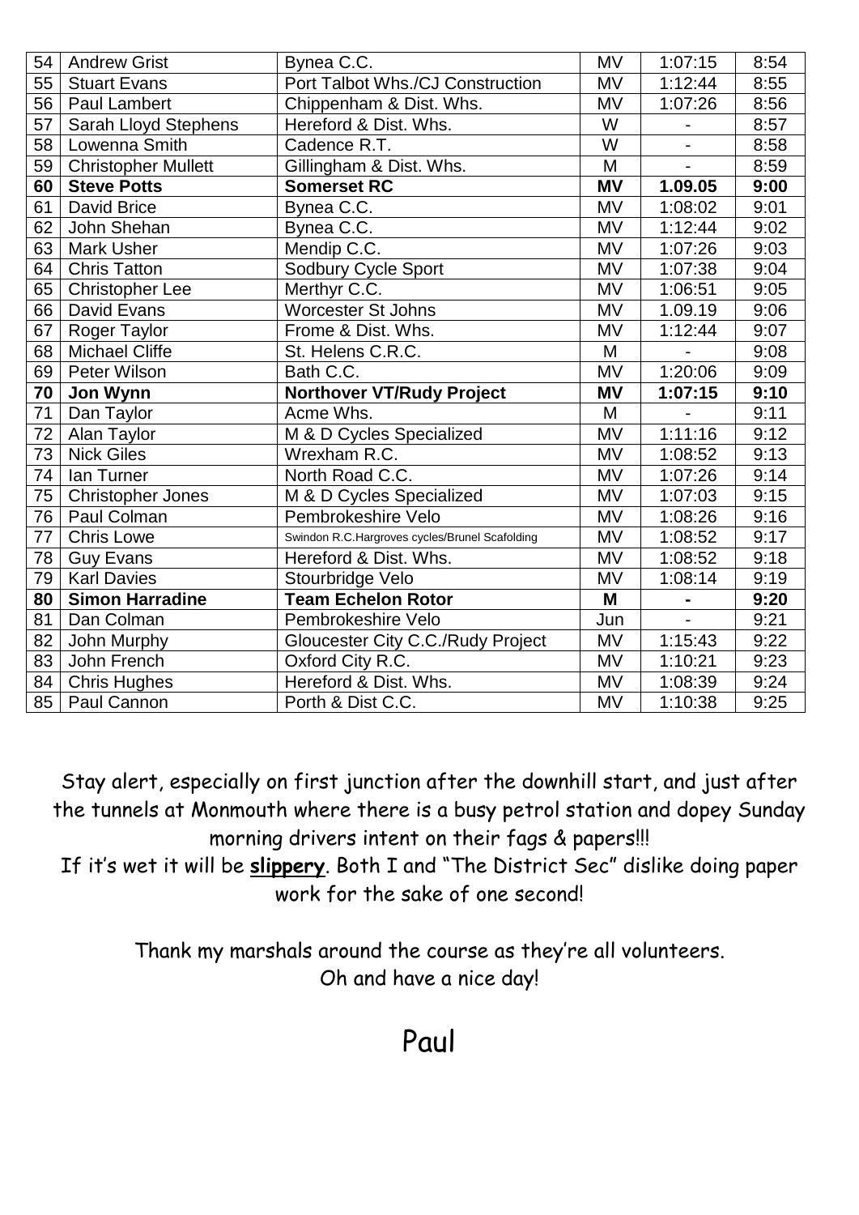| | | | | | |
|---|---|---|---|---|---|
| 54 | Andrew Grist | Bynea C.C. | MV | 1:07:15 | 8:54 |
| 55 | Stuart Evans | Port Talbot Whs./CJ Construction | MV | 1:12:44 | 8:55 |
| 56 | Paul Lambert | Chippenham & Dist. Whs. | MV | 1:07:26 | 8:56 |
| 57 | Sarah Lloyd Stephens | Hereford & Dist. Whs. | W | - | 8:57 |
| 58 | Lowenna Smith | Cadence R.T. | W | - | 8:58 |
| 59 | Christopher Mullett | Gillingham & Dist. Whs. | M | - | 8:59 |
| **60** | **Steve Potts** | **Somerset RC** | **MV** | **1.09.05** | **9:00** |
| 61 | David Brice | Bynea C.C. | MV | 1:08:02 | 9:01 |
| 62 | John Shehan | Bynea C.C. | MV | 1:12:44 | 9:02 |
| 63 | Mark Usher | Mendip C.C. | MV | 1:07:26 | 9:03 |
| 64 | Chris Tatton | Sodbury Cycle Sport | MV | 1:07:38 | 9:04 |
| 65 | Christopher Lee | Merthyr C.C. | MV | 1:06:51 | 9:05 |
| 66 | David Evans | Worcester St Johns | MV | 1.09.19 | 9:06 |
| 67 | Roger Taylor | Frome & Dist. Whs. | MV | 1:12:44 | 9:07 |
| 68 | Michael Cliffe | St. Helens C.R.C. | M | - | 9:08 |
| 69 | Peter Wilson | Bath C.C. | MV | 1:20:06 | 9:09 |
| **70** | **Jon Wynn** | **Northover VT/Rudy Project** | **MV** | **1:07:15** | **9:10** |
| 71 | Dan Taylor | Acme Whs. | M | - | 9:11 |
| 72 | Alan Taylor | M & D Cycles Specialized | MV | 1:11:16 | 9:12 |
| 73 | Nick Giles | Wrexham R.C. | MV | 1:08:52 | 9:13 |
| 74 | Ian Turner | North Road C.C. | MV | 1:07:26 | 9:14 |
| 75 | Christopher Jones | M & D Cycles Specialized | MV | 1:07:03 | 9:15 |
| 76 | Paul Colman | Pembrokeshire Velo | MV | 1:08:26 | 9:16 |
| 77 | Chris Lowe | Swindon R.C.Hargroves cycles/Brunel Scafolding | MV | 1:08:52 | 9:17 |
| 78 | Guy Evans | Hereford & Dist. Whs. | MV | 1:08:52 | 9:18 |
| 79 | Karl Davies | Stourbridge Velo | MV | 1:08:14 | 9:19 |
| **80** | **Simon Harradine** | **Team Echelon Rotor** | **M** | **-** | **9:20** |
| 81 | Dan Colman | Pembrokeshire Velo | Jun | - | 9:21 |
| 82 | John Murphy | Gloucester City C.C./Rudy Project | MV | 1:15:43 | 9:22 |
| 83 | John French | Oxford City R.C. | MV | 1:10:21 | 9:23 |
| 84 | Chris Hughes | Hereford & Dist. Whs. | MV | 1:08:39 | 9:24 |
| 85 | Paul Cannon | Porth & Dist C.C. | MV | 1:10:38 | 9:25 |

Stay alert, especially on first junction after the downhill start, and just after the tunnels at Monmouth where there is a busy petrol station and dopey Sunday morning drivers intent on their fags & papers!!!

If it's wet it will be **slippery**. Both I and "The District Sec" dislike doing paper work for the sake of one second!

Thank my marshals around the course as they're all volunteers.
Oh and have a nice day!

Paul